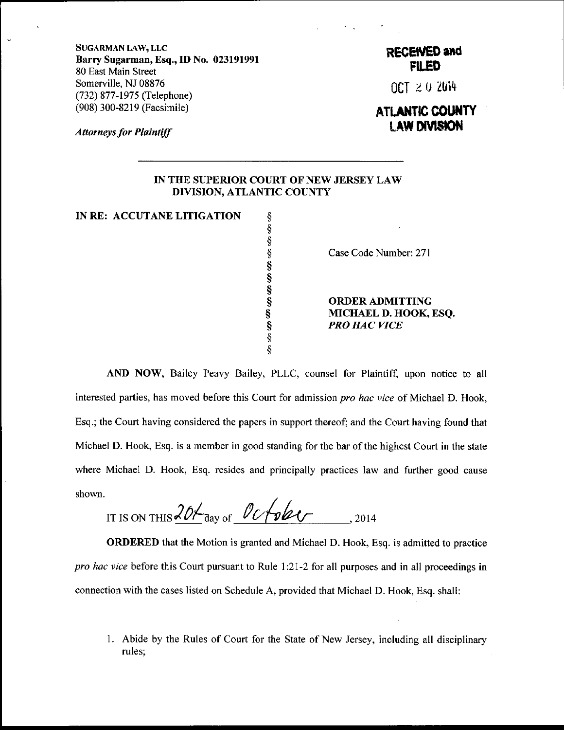SUGARMAN LAW, LLC
**Barry Sugarman, Esq., ID No. 023191991**
80 East Main Street
Somerville, NJ 08876
(732) 877-1975 (Telephone)
(908) 300-8219 (Facsimile)

*Attorneys for Plaintiff*

**RECEIVED and FILED**

OCT 20 2014

**ATLANTIC COUNTY LAW DIVISION**

**IN THE SUPERIOR COURT OF NEW JERSEY LAW DIVISION, ATLANTIC COUNTY**

| | | |
|---|---|---|
| **IN RE: ACCUTANE LITIGATION** | § | |
| | § | Case Code Number: 271 |
| | § | |
| | § | **ORDER ADMITTING MICHAEL D. HOOK, ESQ.** ***PRO HAC VICE*** |

**AND NOW**, Bailey Peavy Bailey, PLLC, counsel for Plaintiff, upon notice to all interested parties, has moved before this Court for admission *pro hac vice* of Michael D. Hook, Esq.; the Court having considered the papers in support thereof; and the Court having found that Michael D. Hook, Esq. is a member in good standing for the bar of the highest Court in the state where Michael D. Hook, Esq. resides and principally practices law and further good cause shown.

IT IS ON THIS 20th day of October, 2014

**ORDERED** that the Motion is granted and Michael D. Hook, Esq. is admitted to practice *pro hac vice* before this Court pursuant to Rule 1:21-2 for all purposes and in all proceedings in connection with the cases listed on Schedule A, provided that Michael D. Hook, Esq. shall:

1. Abide by the Rules of Court for the State of New Jersey, including all disciplinary rules;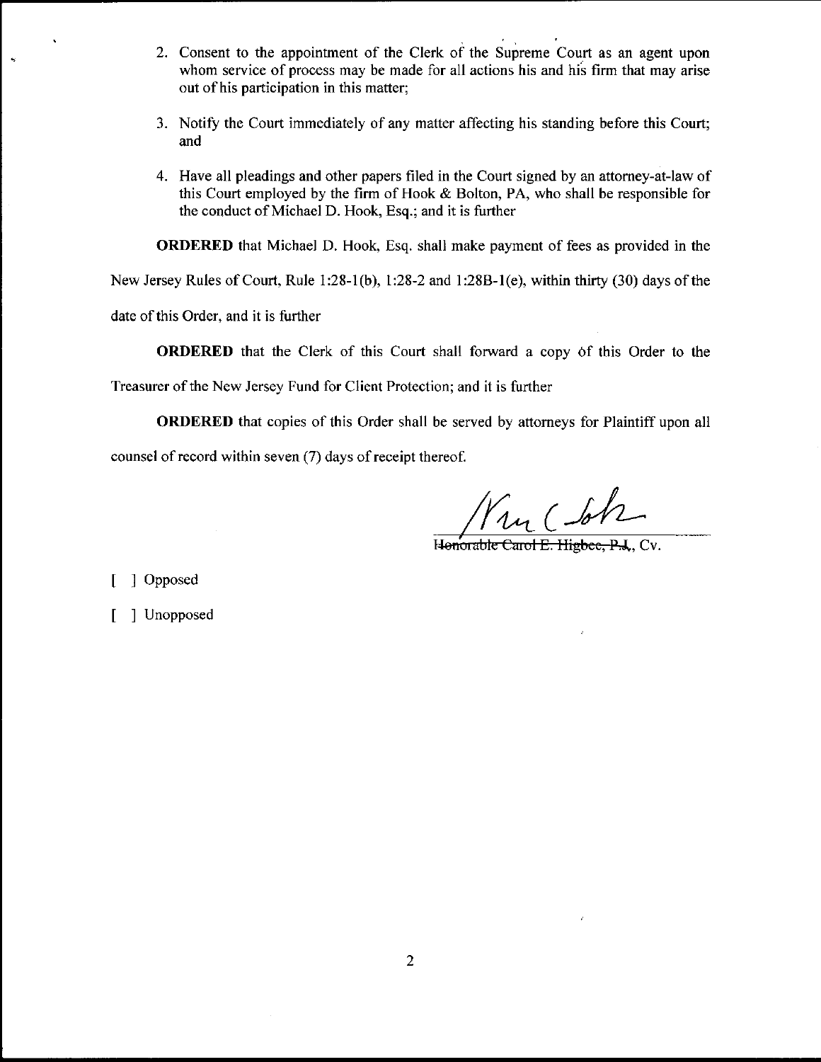2. Consent to the appointment of the Clerk of the Supreme Court as an agent upon whom service of process may be made for all actions his and his firm that may arise out of his participation in this matter;

3. Notify the Court immediately of any matter affecting his standing before this Court; and

4. Have all pleadings and other papers filed in the Court signed by an attorney-at-law of this Court employed by the firm of Hook & Bolton, PA, who shall be responsible for the conduct of Michael D. Hook, Esq.; and it is further

**ORDERED** that Michael D. Hook, Esq. shall make payment of fees as provided in the New Jersey Rules of Court, Rule 1:28-1(b), 1:28-2 and 1:28B-1(e), within thirty (30) days of the date of this Order, and it is further

**ORDERED** that the Clerk of this Court shall forward a copy of this Order to the Treasurer of the New Jersey Fund for Client Protection; and it is further

**ORDERED** that copies of this Order shall be served by attorneys for Plaintiff upon all counsel of record within seven (7) days of receipt thereof.

~~Honorable Carol E. Higbee, P.J.~~, Cv.

[ ] Opposed

[ ] Unopposed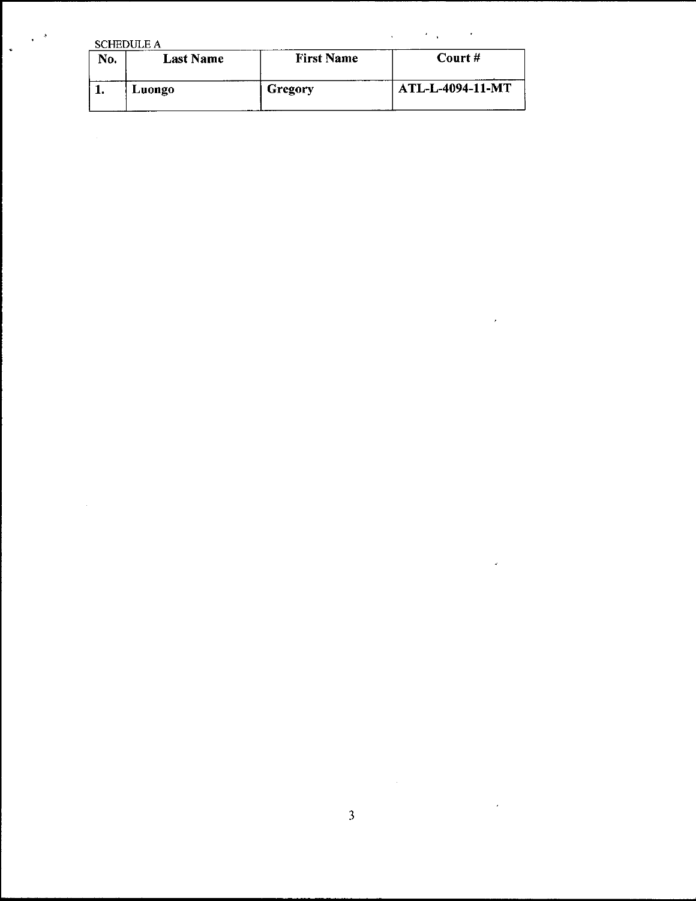SCHEDULE A

| No. | Last Name | First Name | Court # |
|---|---|---|---|
| 1. | Luongo | Gregory | ATL-L-4094-11-MT |